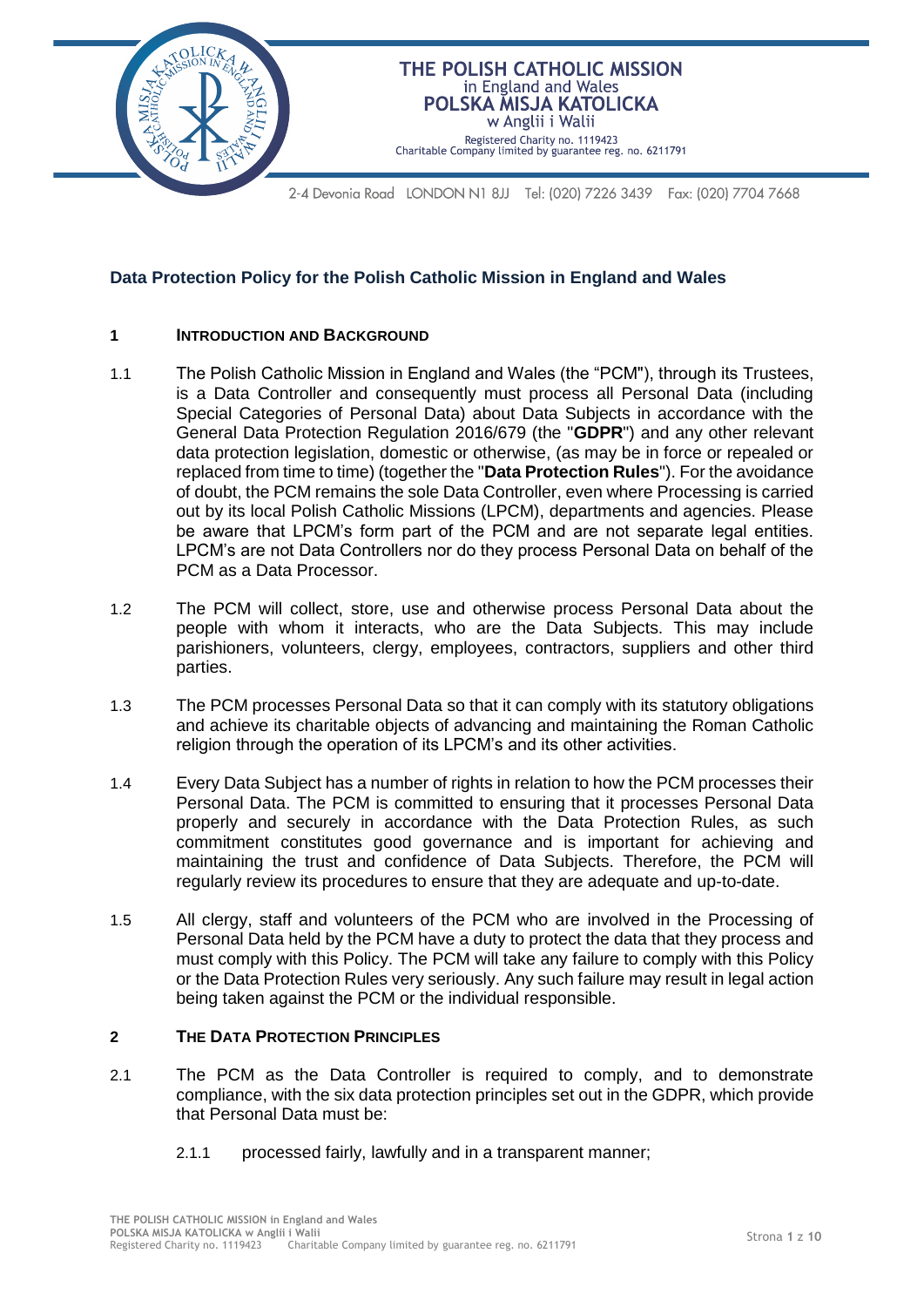# THE POLISH CATHOLIC MISSION
in England and Wales
**POLSKA MISJA KATOLICKA**
w Anglii i Walii
Registered Charity no. 1119423
Charitable Company limited by guarantee reg. no. 6211791

2-4 Devonia Road LONDON N1 8JJ Tel: (020) 7226 3439 Fax: (020) 7704 7668

## Data Protection Policy for the Polish Catholic Mission in England and Wales

### 1 INTRODUCTION AND BACKGROUND

1.1 The Polish Catholic Mission in England and Wales (the "PCM"), through its Trustees, is a Data Controller and consequently must process all Personal Data (including Special Categories of Personal Data) about Data Subjects in accordance with the General Data Protection Regulation 2016/679 (the "**GDPR**") and any other relevant data protection legislation, domestic or otherwise, (as may be in force or repealed or replaced from time to time) (together the "**Data Protection Rules**"). For the avoidance of doubt, the PCM remains the sole Data Controller, even where Processing is carried out by its local Polish Catholic Missions (LPCM), departments and agencies. Please be aware that LPCM's form part of the PCM and are not separate legal entities. LPCM's are not Data Controllers nor do they process Personal Data on behalf of the PCM as a Data Processor.

1.2 The PCM will collect, store, use and otherwise process Personal Data about the people with whom it interacts, who are the Data Subjects. This may include parishioners, volunteers, clergy, employees, contractors, suppliers and other third parties.

1.3 The PCM processes Personal Data so that it can comply with its statutory obligations and achieve its charitable objects of advancing and maintaining the Roman Catholic religion through the operation of its LPCM's and its other activities.

1.4 Every Data Subject has a number of rights in relation to how the PCM processes their Personal Data. The PCM is committed to ensuring that it processes Personal Data properly and securely in accordance with the Data Protection Rules, as such commitment constitutes good governance and is important for achieving and maintaining the trust and confidence of Data Subjects. Therefore, the PCM will regularly review its procedures to ensure that they are adequate and up-to-date.

1.5 All clergy, staff and volunteers of the PCM who are involved in the Processing of Personal Data held by the PCM have a duty to protect the data that they process and must comply with this Policy. The PCM will take any failure to comply with this Policy or the Data Protection Rules very seriously. Any such failure may result in legal action being taken against the PCM or the individual responsible.

### 2 THE DATA PROTECTION PRINCIPLES

2.1 The PCM as the Data Controller is required to comply, and to demonstrate compliance, with the six data protection principles set out in the GDPR, which provide that Personal Data must be:

2.1.1 processed fairly, lawfully and in a transparent manner;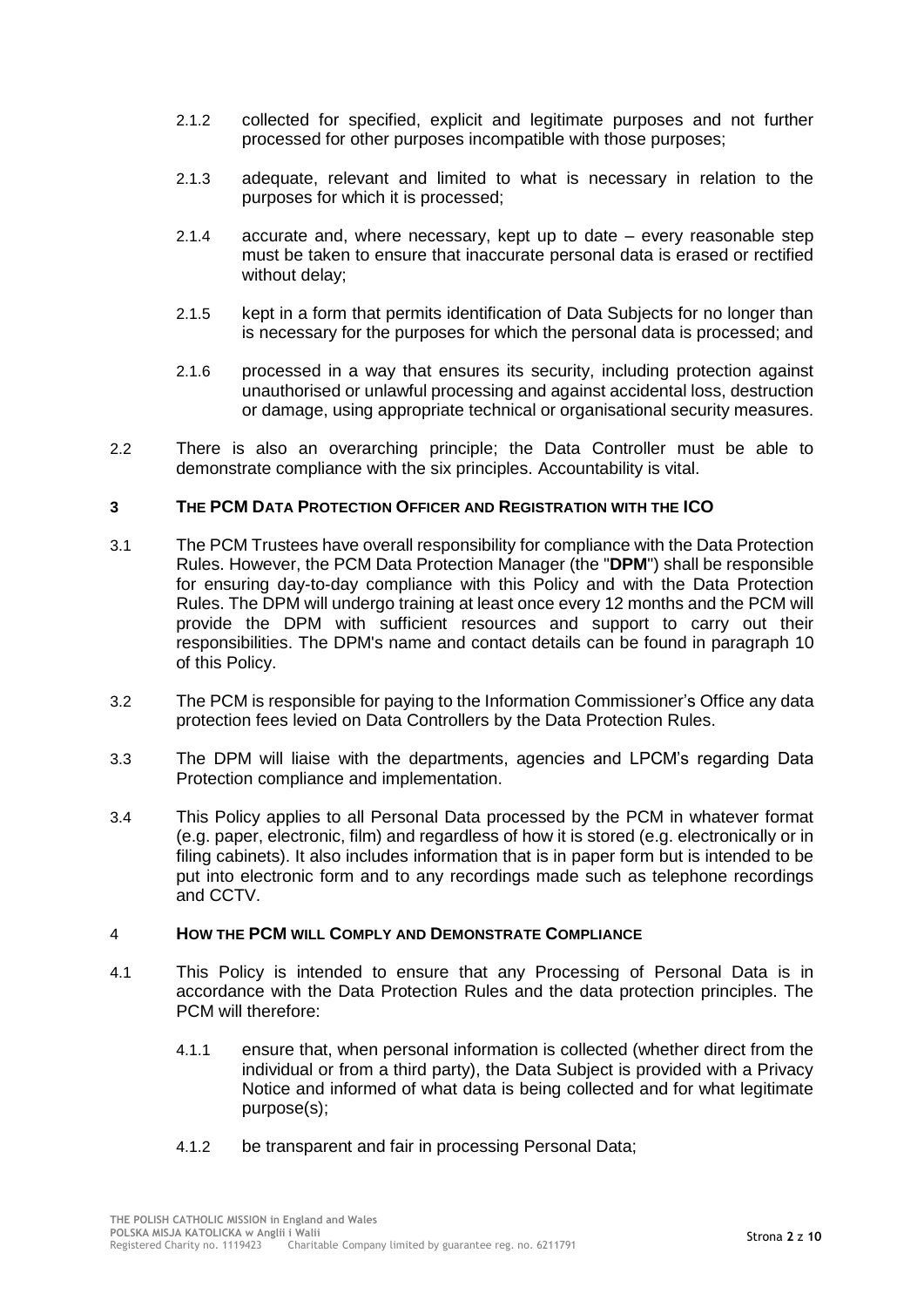2.1.2 collected for specified, explicit and legitimate purposes and not further processed for other purposes incompatible with those purposes;

2.1.3 adequate, relevant and limited to what is necessary in relation to the purposes for which it is processed;

2.1.4 accurate and, where necessary, kept up to date – every reasonable step must be taken to ensure that inaccurate personal data is erased or rectified without delay;

2.1.5 kept in a form that permits identification of Data Subjects for no longer than is necessary for the purposes for which the personal data is processed; and

2.1.6 processed in a way that ensures its security, including protection against unauthorised or unlawful processing and against accidental loss, destruction or damage, using appropriate technical or organisational security measures.

2.2 There is also an overarching principle; the Data Controller must be able to demonstrate compliance with the six principles. Accountability is vital.

## 3 THE PCM DATA PROTECTION OFFICER AND REGISTRATION WITH THE ICO

3.1 The PCM Trustees have overall responsibility for compliance with the Data Protection Rules. However, the PCM Data Protection Manager (the "**DPM**") shall be responsible for ensuring day-to-day compliance with this Policy and with the Data Protection Rules. The DPM will undergo training at least once every 12 months and the PCM will provide the DPM with sufficient resources and support to carry out their responsibilities. The DPM's name and contact details can be found in paragraph 10 of this Policy.

3.2 The PCM is responsible for paying to the Information Commissioner's Office any data protection fees levied on Data Controllers by the Data Protection Rules.

3.3 The DPM will liaise with the departments, agencies and LPCM's regarding Data Protection compliance and implementation.

3.4 This Policy applies to all Personal Data processed by the PCM in whatever format (e.g. paper, electronic, film) and regardless of how it is stored (e.g. electronically or in filing cabinets). It also includes information that is in paper form but is intended to be put into electronic form and to any recordings made such as telephone recordings and CCTV.

## 4 HOW THE PCM WILL COMPLY AND DEMONSTRATE COMPLIANCE

4.1 This Policy is intended to ensure that any Processing of Personal Data is in accordance with the Data Protection Rules and the data protection principles. The PCM will therefore:

4.1.1 ensure that, when personal information is collected (whether direct from the individual or from a third party), the Data Subject is provided with a Privacy Notice and informed of what data is being collected and for what legitimate purpose(s);

4.1.2 be transparent and fair in processing Personal Data;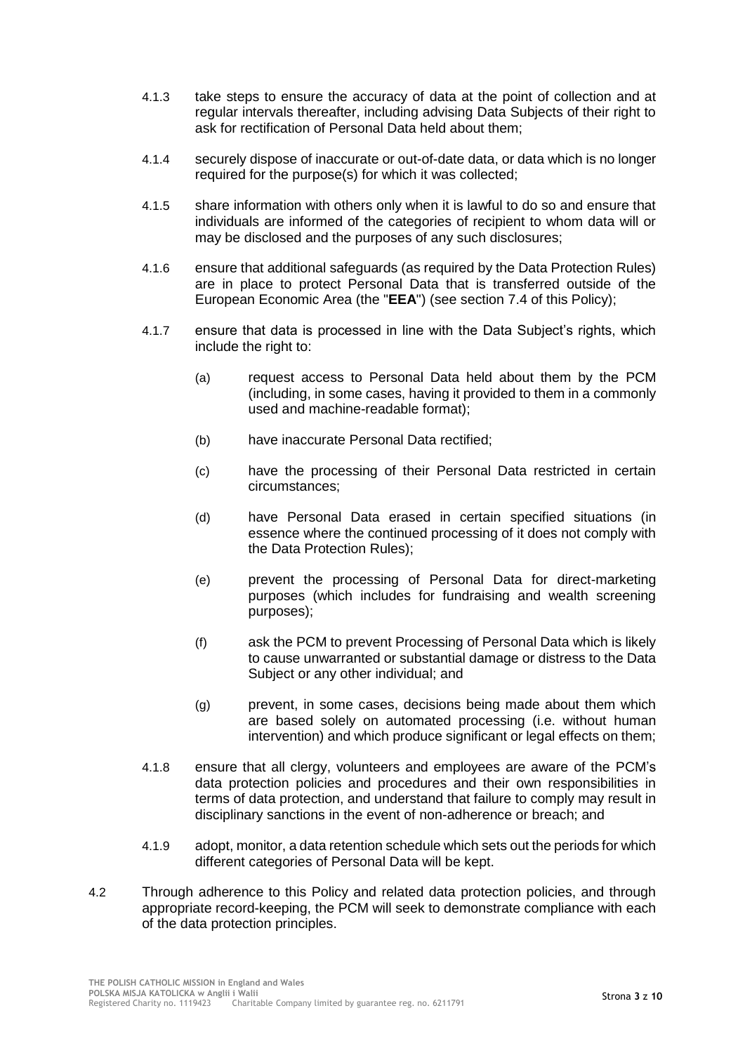4.1.3 take steps to ensure the accuracy of data at the point of collection and at regular intervals thereafter, including advising Data Subjects of their right to ask for rectification of Personal Data held about them;

4.1.4 securely dispose of inaccurate or out-of-date data, or data which is no longer required for the purpose(s) for which it was collected;

4.1.5 share information with others only when it is lawful to do so and ensure that individuals are informed of the categories of recipient to whom data will or may be disclosed and the purposes of any such disclosures;

4.1.6 ensure that additional safeguards (as required by the Data Protection Rules) are in place to protect Personal Data that is transferred outside of the European Economic Area (the "**EEA**") (see section 7.4 of this Policy);

4.1.7 ensure that data is processed in line with the Data Subject's rights, which include the right to:

(a) request access to Personal Data held about them by the PCM (including, in some cases, having it provided to them in a commonly used and machine-readable format);

(b) have inaccurate Personal Data rectified;

(c) have the processing of their Personal Data restricted in certain circumstances;

(d) have Personal Data erased in certain specified situations (in essence where the continued processing of it does not comply with the Data Protection Rules);

(e) prevent the processing of Personal Data for direct-marketing purposes (which includes for fundraising and wealth screening purposes);

(f) ask the PCM to prevent Processing of Personal Data which is likely to cause unwarranted or substantial damage or distress to the Data Subject or any other individual; and

(g) prevent, in some cases, decisions being made about them which are based solely on automated processing (i.e. without human intervention) and which produce significant or legal effects on them;

4.1.8 ensure that all clergy, volunteers and employees are aware of the PCM's data protection policies and procedures and their own responsibilities in terms of data protection, and understand that failure to comply may result in disciplinary sanctions in the event of non-adherence or breach; and

4.1.9 adopt, monitor, a data retention schedule which sets out the periods for which different categories of Personal Data will be kept.

4.2 Through adherence to this Policy and related data protection policies, and through appropriate record-keeping, the PCM will seek to demonstrate compliance with each of the data protection principles.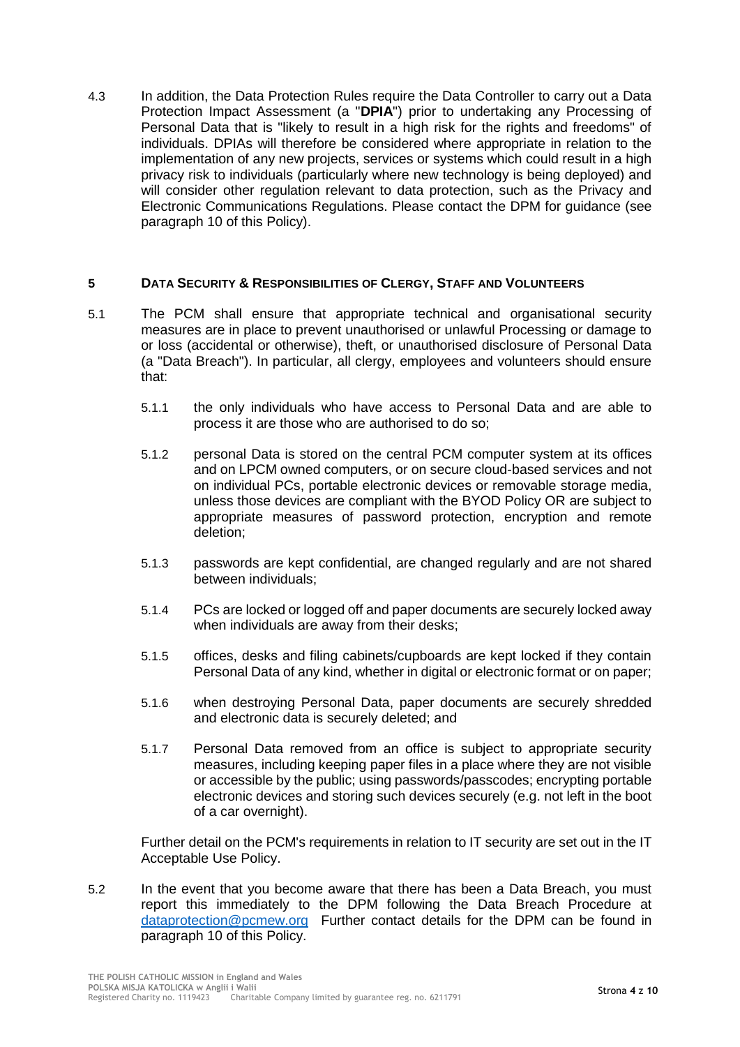4.3 In addition, the Data Protection Rules require the Data Controller to carry out a Data Protection Impact Assessment (a "**DPIA**") prior to undertaking any Processing of Personal Data that is "likely to result in a high risk for the rights and freedoms" of individuals. DPIAs will therefore be considered where appropriate in relation to the implementation of any new projects, services or systems which could result in a high privacy risk to individuals (particularly where new technology is being deployed) and will consider other regulation relevant to data protection, such as the Privacy and Electronic Communications Regulations. Please contact the DPM for guidance (see paragraph 10 of this Policy).

## 5 DATA SECURITY & RESPONSIBILITIES OF CLERGY, STAFF AND VOLUNTEERS

5.1 The PCM shall ensure that appropriate technical and organisational security measures are in place to prevent unauthorised or unlawful Processing or damage to or loss (accidental or otherwise), theft, or unauthorised disclosure of Personal Data (a "Data Breach"). In particular, all clergy, employees and volunteers should ensure that:

- 5.1.1 the only individuals who have access to Personal Data and are able to process it are those who are authorised to do so;
- 5.1.2 personal Data is stored on the central PCM computer system at its offices and on LPCM owned computers, or on secure cloud-based services and not on individual PCs, portable electronic devices or removable storage media, unless those devices are compliant with the BYOD Policy OR are subject to appropriate measures of password protection, encryption and remote deletion;
- 5.1.3 passwords are kept confidential, are changed regularly and are not shared between individuals;
- 5.1.4 PCs are locked or logged off and paper documents are securely locked away when individuals are away from their desks;
- 5.1.5 offices, desks and filing cabinets/cupboards are kept locked if they contain Personal Data of any kind, whether in digital or electronic format or on paper;
- 5.1.6 when destroying Personal Data, paper documents are securely shredded and electronic data is securely deleted; and
- 5.1.7 Personal Data removed from an office is subject to appropriate security measures, including keeping paper files in a place where they are not visible or accessible by the public; using passwords/passcodes; encrypting portable electronic devices and storing such devices securely (e.g. not left in the boot of a car overnight).

Further detail on the PCM's requirements in relation to IT security are set out in the IT Acceptable Use Policy.

5.2 In the event that you become aware that there has been a Data Breach, you must report this immediately to the DPM following the Data Breach Procedure at dataprotection@pcmew.org Further contact details for the DPM can be found in paragraph 10 of this Policy.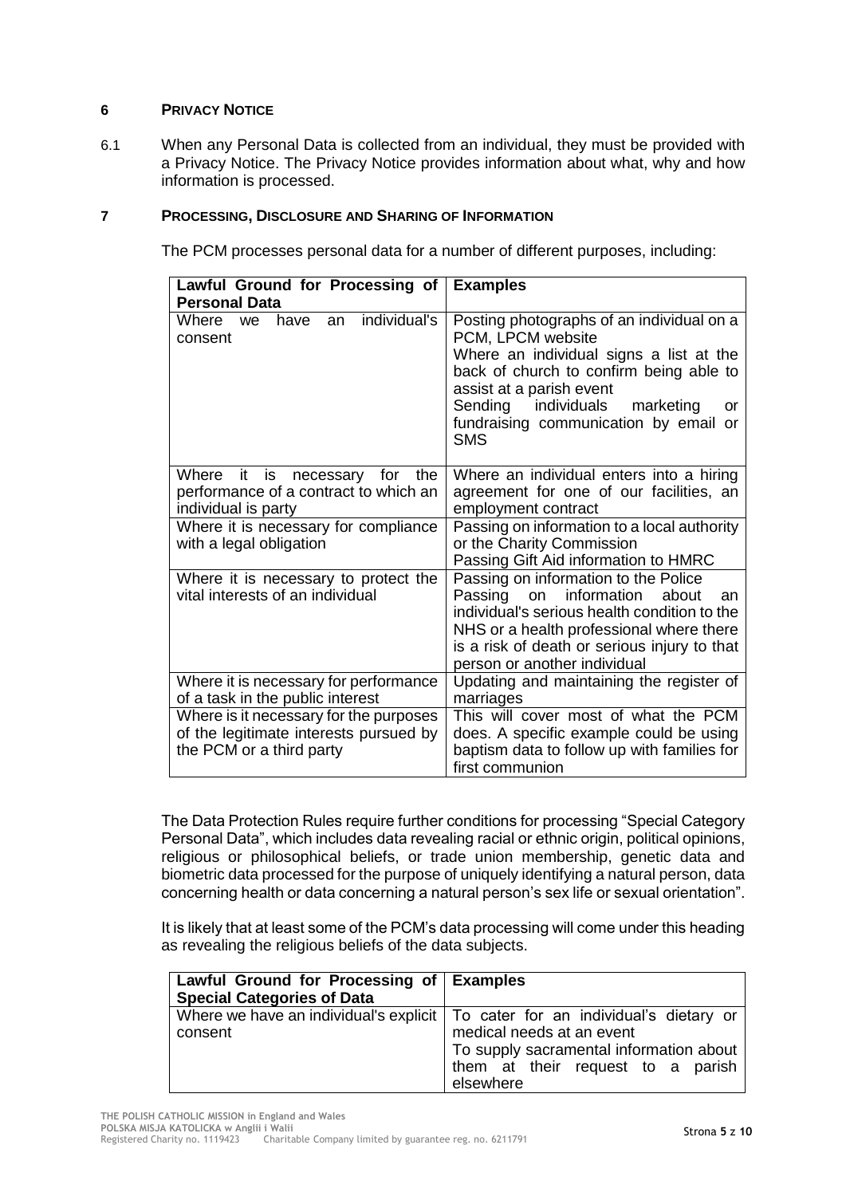## 6 PRIVACY NOTICE

6.1 When any Personal Data is collected from an individual, they must be provided with a Privacy Notice. The Privacy Notice provides information about what, why and how information is processed.

## 7 PROCESSING, DISCLOSURE AND SHARING OF INFORMATION

The PCM processes personal data for a number of different purposes, including:

| Lawful Ground for Processing of Personal Data | Examples |
|---|---|
| Where we have an individual's consent | Posting photographs of an individual on a PCM, LPCM website<br>Where an individual signs a list at the back of church to confirm being able to assist at a parish event<br>Sending individuals marketing or fundraising communication by email or SMS |
| Where it is necessary for the performance of a contract to which an individual is party | Where an individual enters into a hiring agreement for one of our facilities, an employment contract |
| Where it is necessary for compliance with a legal obligation | Passing on information to a local authority or the Charity Commission<br>Passing Gift Aid information to HMRC |
| Where it is necessary to protect the vital interests of an individual | Passing on information to the Police<br>Passing on information about an individual's serious health condition to the NHS or a health professional where there is a risk of death or serious injury to that person or another individual |
| Where it is necessary for performance of a task in the public interest | Updating and maintaining the register of marriages |
| Where is it necessary for the purposes of the legitimate interests pursued by the PCM or a third party | This will cover most of what the PCM does. A specific example could be using baptism data to follow up with families for first communion |

The Data Protection Rules require further conditions for processing "Special Category Personal Data", which includes data revealing racial or ethnic origin, political opinions, religious or philosophical beliefs, or trade union membership, genetic data and biometric data processed for the purpose of uniquely identifying a natural person, data concerning health or data concerning a natural person's sex life or sexual orientation".

It is likely that at least some of the PCM's data processing will come under this heading as revealing the religious beliefs of the data subjects.

| Lawful Ground for Processing of Special Categories of Data | Examples |
|---|---|
| Where we have an individual's explicit consent | To cater for an individual's dietary or medical needs at an event<br>To supply sacramental information about them at their request to a parish elsewhere |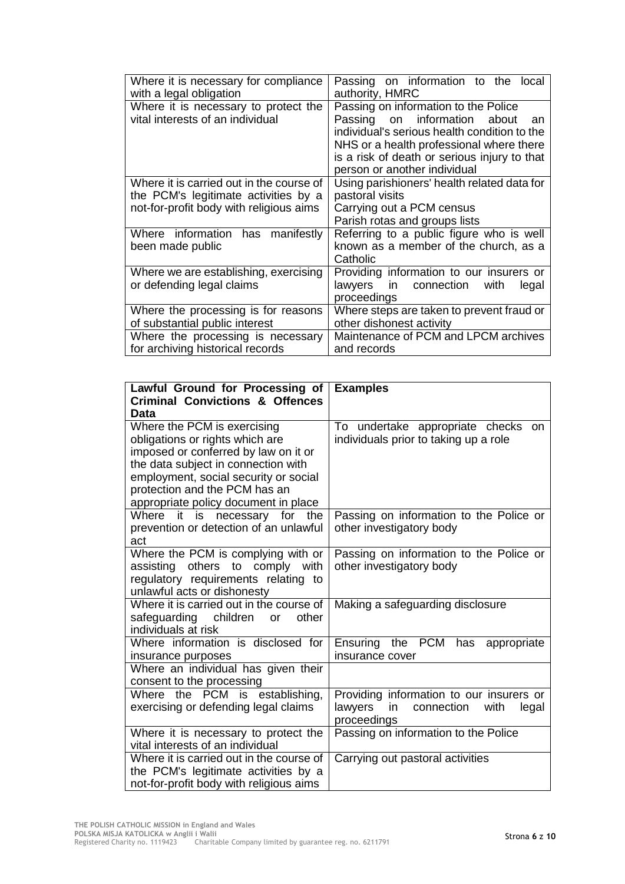| | |
|---|---|
| Where it is necessary for compliance with a legal obligation | Passing on information to the local authority, HMRC |
| Where it is necessary to protect the vital interests of an individual | Passing on information to the Police<br>Passing on information about an individual's serious health condition to the NHS or a health professional where there is a risk of death or serious injury to that person or another individual |
| Where it is carried out in the course of the PCM's legitimate activities by a not-for-profit body with religious aims | Using parishioners' health related data for pastoral visits<br>Carrying out a PCM census<br>Parish rotas and groups lists |
| Where information has manifestly been made public | Referring to a public figure who is well known as a member of the church, as a Catholic |
| Where we are establishing, exercising or defending legal claims | Providing information to our insurers or lawyers in connection with legal proceedings |
| Where the processing is for reasons of substantial public interest | Where steps are taken to prevent fraud or other dishonest activity |
| Where the processing is necessary for archiving historical records | Maintenance of PCM and LPCM archives and records |

| **Lawful Ground for Processing of Criminal Convictions & Offences Data** | **Examples** |
|---|---|
| Where the PCM is exercising obligations or rights which are imposed or conferred by law on it or the data subject in connection with employment, social security or social protection and the PCM has an appropriate policy document in place | To undertake appropriate checks on individuals prior to taking up a role |
| Where it is necessary for the prevention or detection of an unlawful act | Passing on information to the Police or other investigatory body |
| Where the PCM is complying with or assisting others to comply with regulatory requirements relating to unlawful acts or dishonesty | Passing on information to the Police or other investigatory body |
| Where it is carried out in the course of safeguarding children or other individuals at risk | Making a safeguarding disclosure |
| Where information is disclosed for insurance purposes | Ensuring the PCM has appropriate insurance cover |
| Where an individual has given their consent to the processing | |
| Where the PCM is establishing, exercising or defending legal claims | Providing information to our insurers or lawyers in connection with legal proceedings |
| Where it is necessary to protect the vital interests of an individual | Passing on information to the Police |
| Where it is carried out in the course of the PCM's legitimate activities by a not-for-profit body with religious aims | Carrying out pastoral activities |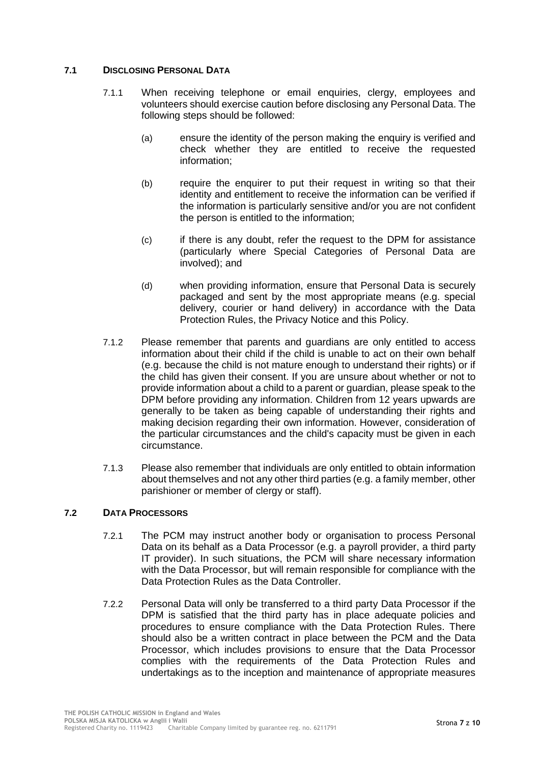### 7.1 DISCLOSING PERSONAL DATA

7.1.1 When receiving telephone or email enquiries, clergy, employees and volunteers should exercise caution before disclosing any Personal Data. The following steps should be followed:

(a) ensure the identity of the person making the enquiry is verified and check whether they are entitled to receive the requested information;

(b) require the enquirer to put their request in writing so that their identity and entitlement to receive the information can be verified if the information is particularly sensitive and/or you are not confident the person is entitled to the information;

(c) if there is any doubt, refer the request to the DPM for assistance (particularly where Special Categories of Personal Data are involved); and

(d) when providing information, ensure that Personal Data is securely packaged and sent by the most appropriate means (e.g. special delivery, courier or hand delivery) in accordance with the Data Protection Rules, the Privacy Notice and this Policy.

7.1.2 Please remember that parents and guardians are only entitled to access information about their child if the child is unable to act on their own behalf (e.g. because the child is not mature enough to understand their rights) or if the child has given their consent. If you are unsure about whether or not to provide information about a child to a parent or guardian, please speak to the DPM before providing any information. Children from 12 years upwards are generally to be taken as being capable of understanding their rights and making decision regarding their own information. However, consideration of the particular circumstances and the child's capacity must be given in each circumstance.

7.1.3 Please also remember that individuals are only entitled to obtain information about themselves and not any other third parties (e.g. a family member, other parishioner or member of clergy or staff).

### 7.2 DATA PROCESSORS

7.2.1 The PCM may instruct another body or organisation to process Personal Data on its behalf as a Data Processor (e.g. a payroll provider, a third party IT provider). In such situations, the PCM will share necessary information with the Data Processor, but will remain responsible for compliance with the Data Protection Rules as the Data Controller.

7.2.2 Personal Data will only be transferred to a third party Data Processor if the DPM is satisfied that the third party has in place adequate policies and procedures to ensure compliance with the Data Protection Rules. There should also be a written contract in place between the PCM and the Data Processor, which includes provisions to ensure that the Data Processor complies with the requirements of the Data Protection Rules and undertakings as to the inception and maintenance of appropriate measures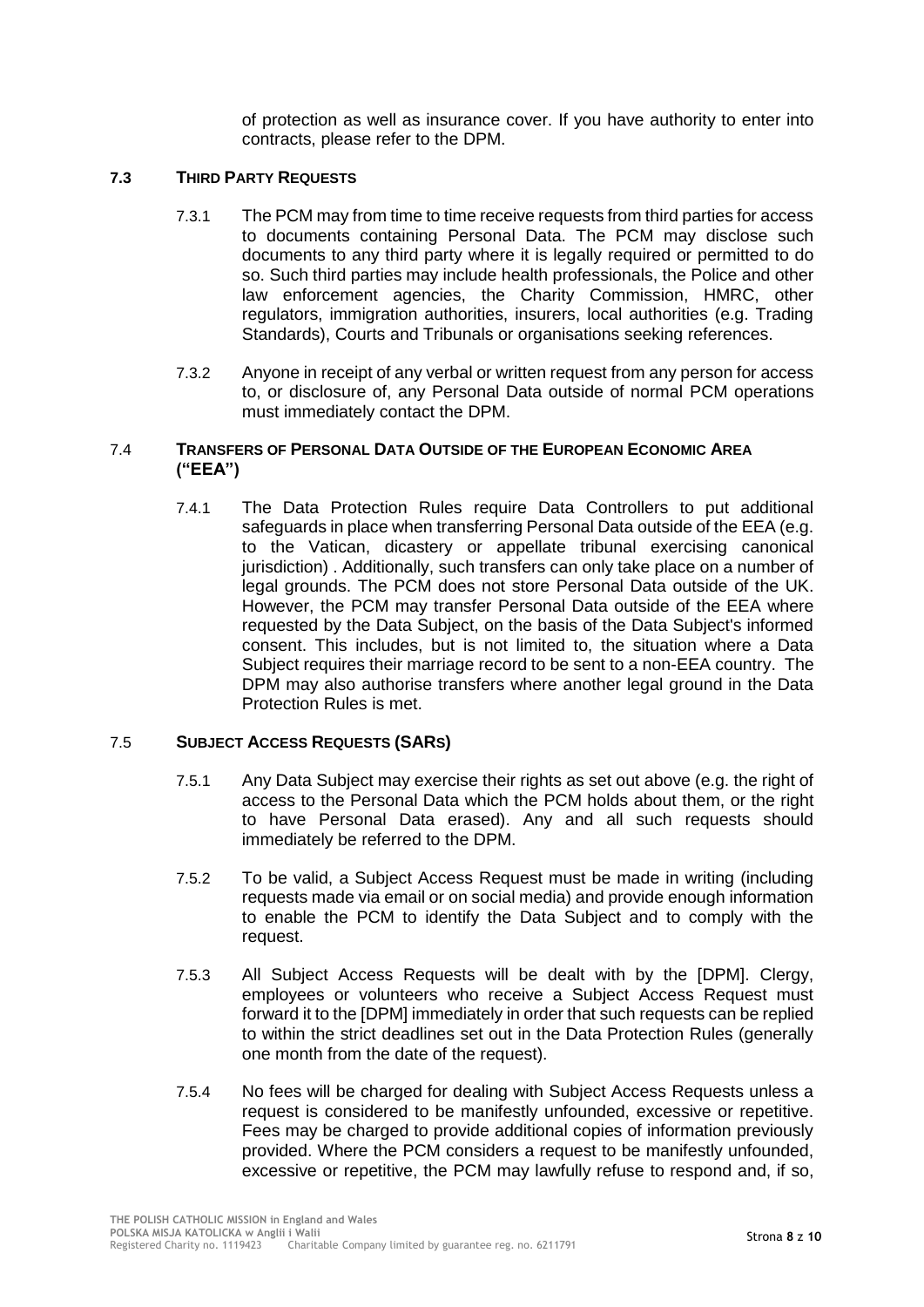of protection as well as insurance cover. If you have authority to enter into contracts, please refer to the DPM.

### 7.3 THIRD PARTY REQUESTS

7.3.1 The PCM may from time to time receive requests from third parties for access to documents containing Personal Data. The PCM may disclose such documents to any third party where it is legally required or permitted to do so. Such third parties may include health professionals, the Police and other law enforcement agencies, the Charity Commission, HMRC, other regulators, immigration authorities, insurers, local authorities (e.g. Trading Standards), Courts and Tribunals or organisations seeking references.

7.3.2 Anyone in receipt of any verbal or written request from any person for access to, or disclosure of, any Personal Data outside of normal PCM operations must immediately contact the DPM.

### 7.4 TRANSFERS OF PERSONAL DATA OUTSIDE OF THE EUROPEAN ECONOMIC AREA ("EEA")

7.4.1 The Data Protection Rules require Data Controllers to put additional safeguards in place when transferring Personal Data outside of the EEA (e.g. to the Vatican, dicastery or appellate tribunal exercising canonical jurisdiction) . Additionally, such transfers can only take place on a number of legal grounds. The PCM does not store Personal Data outside of the UK. However, the PCM may transfer Personal Data outside of the EEA where requested by the Data Subject, on the basis of the Data Subject's informed consent. This includes, but is not limited to, the situation where a Data Subject requires their marriage record to be sent to a non-EEA country. The DPM may also authorise transfers where another legal ground in the Data Protection Rules is met.

### 7.5 SUBJECT ACCESS REQUESTS (SARS)

7.5.1 Any Data Subject may exercise their rights as set out above (e.g. the right of access to the Personal Data which the PCM holds about them, or the right to have Personal Data erased). Any and all such requests should immediately be referred to the DPM.

7.5.2 To be valid, a Subject Access Request must be made in writing (including requests made via email or on social media) and provide enough information to enable the PCM to identify the Data Subject and to comply with the request.

7.5.3 All Subject Access Requests will be dealt with by the [DPM]. Clergy, employees or volunteers who receive a Subject Access Request must forward it to the [DPM] immediately in order that such requests can be replied to within the strict deadlines set out in the Data Protection Rules (generally one month from the date of the request).

7.5.4 No fees will be charged for dealing with Subject Access Requests unless a request is considered to be manifestly unfounded, excessive or repetitive. Fees may be charged to provide additional copies of information previously provided. Where the PCM considers a request to be manifestly unfounded, excessive or repetitive, the PCM may lawfully refuse to respond and, if so,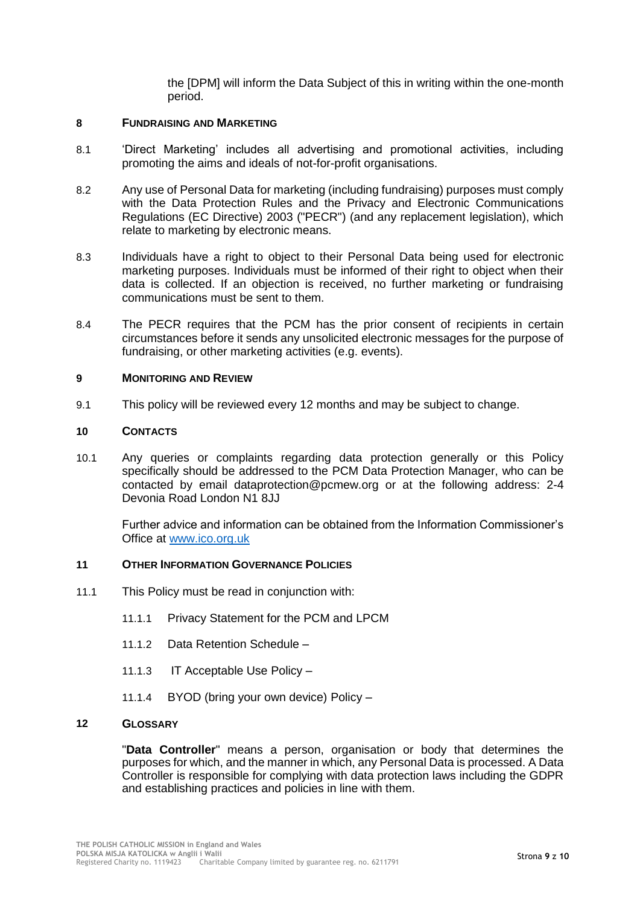the [DPM] will inform the Data Subject of this in writing within the one-month period.

## 8 FUNDRAISING AND MARKETING

8.1 'Direct Marketing' includes all advertising and promotional activities, including promoting the aims and ideals of not-for-profit organisations.

8.2 Any use of Personal Data for marketing (including fundraising) purposes must comply with the Data Protection Rules and the Privacy and Electronic Communications Regulations (EC Directive) 2003 ("PECR") (and any replacement legislation), which relate to marketing by electronic means.

8.3 Individuals have a right to object to their Personal Data being used for electronic marketing purposes. Individuals must be informed of their right to object when their data is collected. If an objection is received, no further marketing or fundraising communications must be sent to them.

8.4 The PECR requires that the PCM has the prior consent of recipients in certain circumstances before it sends any unsolicited electronic messages for the purpose of fundraising, or other marketing activities (e.g. events).

## 9 MONITORING AND REVIEW

9.1 This policy will be reviewed every 12 months and may be subject to change.

## 10 CONTACTS

10.1 Any queries or complaints regarding data protection generally or this Policy specifically should be addressed to the PCM Data Protection Manager, who can be contacted by email dataprotection@pcmew.org or at the following address: 2-4 Devonia Road London N1 8JJ

Further advice and information can be obtained from the Information Commissioner's Office at [www.ico.org.uk](http://www.ico.org.uk)

## 11 OTHER INFORMATION GOVERNANCE POLICIES

11.1 This Policy must be read in conjunction with:

11.1.1 Privacy Statement for the PCM and LPCM

11.1.2 Data Retention Schedule –

11.1.3 IT Acceptable Use Policy –

11.1.4 BYOD (bring your own device) Policy –

## 12 GLOSSARY

"**Data Controller**" means a person, organisation or body that determines the purposes for which, and the manner in which, any Personal Data is processed. A Data Controller is responsible for complying with data protection laws including the GDPR and establishing practices and policies in line with them.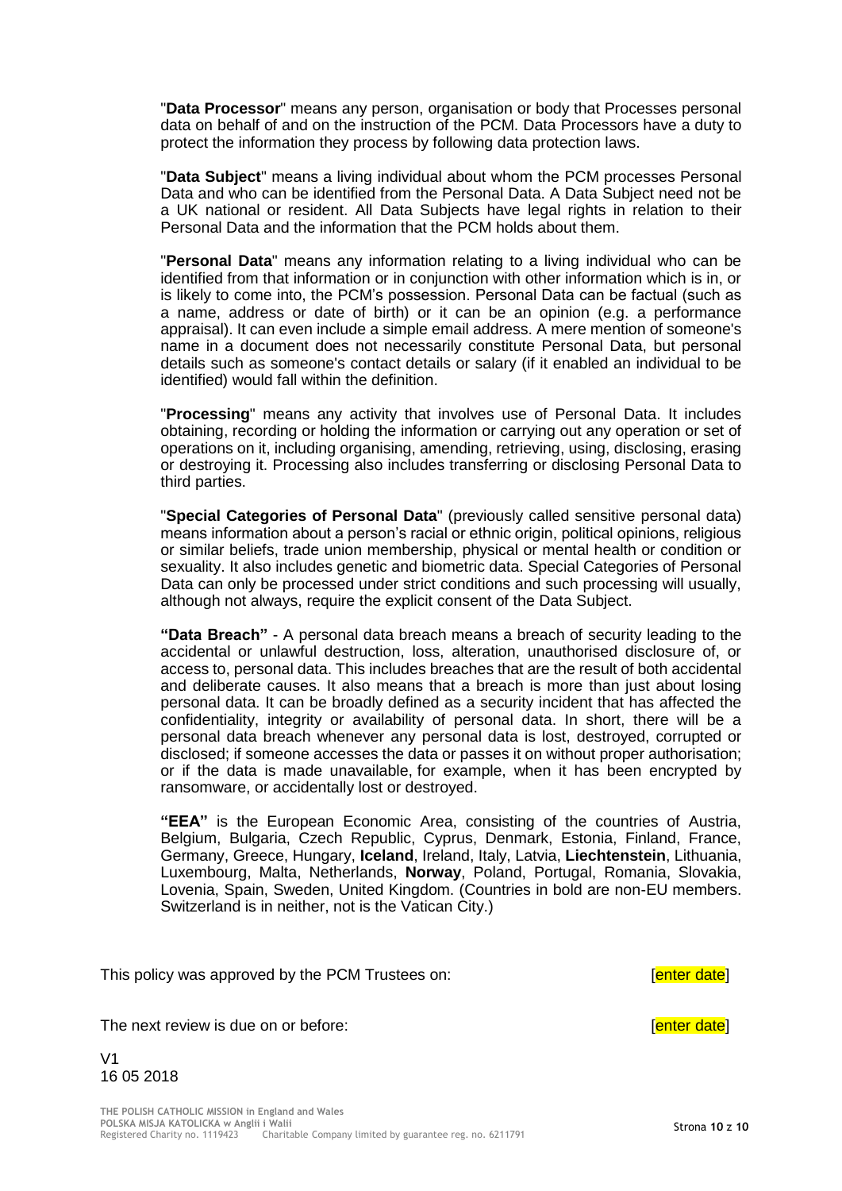"**Data Processor**" means any person, organisation or body that Processes personal data on behalf of and on the instruction of the PCM. Data Processors have a duty to protect the information they process by following data protection laws.

"**Data Subject**" means a living individual about whom the PCM processes Personal Data and who can be identified from the Personal Data. A Data Subject need not be a UK national or resident. All Data Subjects have legal rights in relation to their Personal Data and the information that the PCM holds about them.

"**Personal Data**" means any information relating to a living individual who can be identified from that information or in conjunction with other information which is in, or is likely to come into, the PCM's possession. Personal Data can be factual (such as a name, address or date of birth) or it can be an opinion (e.g. a performance appraisal). It can even include a simple email address. A mere mention of someone's name in a document does not necessarily constitute Personal Data, but personal details such as someone's contact details or salary (if it enabled an individual to be identified) would fall within the definition.

"**Processing**" means any activity that involves use of Personal Data. It includes obtaining, recording or holding the information or carrying out any operation or set of operations on it, including organising, amending, retrieving, using, disclosing, erasing or destroying it. Processing also includes transferring or disclosing Personal Data to third parties.

"**Special Categories of Personal Data**" (previously called sensitive personal data) means information about a person's racial or ethnic origin, political opinions, religious or similar beliefs, trade union membership, physical or mental health or condition or sexuality. It also includes genetic and biometric data. Special Categories of Personal Data can only be processed under strict conditions and such processing will usually, although not always, require the explicit consent of the Data Subject.

**"Data Breach"** - A personal data breach means a breach of security leading to the accidental or unlawful destruction, loss, alteration, unauthorised disclosure of, or access to, personal data. This includes breaches that are the result of both accidental and deliberate causes. It also means that a breach is more than just about losing personal data. It can be broadly defined as a security incident that has affected the confidentiality, integrity or availability of personal data. In short, there will be a personal data breach whenever any personal data is lost, destroyed, corrupted or disclosed; if someone accesses the data or passes it on without proper authorisation; or if the data is made unavailable, for example, when it has been encrypted by ransomware, or accidentally lost or destroyed.

**"EEA"** is the European Economic Area, consisting of the countries of Austria, Belgium, Bulgaria, Czech Republic, Cyprus, Denmark, Estonia, Finland, France, Germany, Greece, Hungary, **Iceland**, Ireland, Italy, Latvia, **Liechtenstein**, Lithuania, Luxembourg, Malta, Netherlands, **Norway**, Poland, Portugal, Romania, Slovakia, Lovenia, Spain, Sweden, United Kingdom. (Countries in bold are non-EU members. Switzerland is in neither, not is the Vatican City.)

This policy was approved by the PCM Trustees on: [enter date]

The next review is due on or before: [enter date]

V1
16 05 2018

THE POLISH CATHOLIC MISSION in England and Wales
POLSKA MISJA KATOLICKA w Anglii i Walii
Registered Charity no. 1119423 Charitable Company limited by guarantee reg. no. 6211791